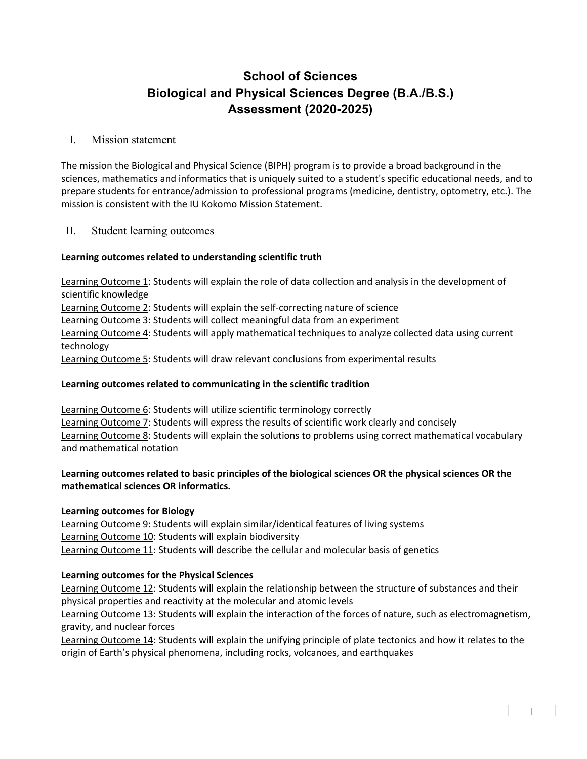# School of Sciences
# Biological and Physical Sciences Degree (B.A./B.S.)
# Assessment (2020-2025)

## I. Mission statement

The mission the Biological and Physical Science (BIPH) program is to provide a broad background in the sciences, mathematics and informatics that is uniquely suited to a student's specific educational needs, and to prepare students for entrance/admission to professional programs (medicine, dentistry, optometry, etc.). The mission is consistent with the IU Kokomo Mission Statement.

## II. Student learning outcomes

**Learning outcomes related to understanding scientific truth**

<u>Learning Outcome 1</u>: Students will explain the role of data collection and analysis in the development of scientific knowledge
<u>Learning Outcome 2</u>: Students will explain the self-correcting nature of science
<u>Learning Outcome 3</u>: Students will collect meaningful data from an experiment
<u>Learning Outcome 4</u>: Students will apply mathematical techniques to analyze collected data using current technology
<u>Learning Outcome 5</u>: Students will draw relevant conclusions from experimental results

**Learning outcomes related to communicating in the scientific tradition**

<u>Learning Outcome 6</u>: Students will utilize scientific terminology correctly
<u>Learning Outcome 7</u>: Students will express the results of scientific work clearly and concisely
<u>Learning Outcome 8</u>: Students will explain the solutions to problems using correct mathematical vocabulary and mathematical notation

**Learning outcomes related to basic principles of the biological sciences OR the physical sciences OR the mathematical sciences OR informatics.**

**Learning outcomes for Biology**
<u>Learning Outcome 9</u>: Students will explain similar/identical features of living systems
<u>Learning Outcome 10</u>: Students will explain biodiversity
<u>Learning Outcome 11</u>: Students will describe the cellular and molecular basis of genetics

**Learning outcomes for the Physical Sciences**
<u>Learning Outcome 12</u>: Students will explain the relationship between the structure of substances and their physical properties and reactivity at the molecular and atomic levels
<u>Learning Outcome 13</u>: Students will explain the interaction of the forces of nature, such as electromagnetism, gravity, and nuclear forces
<u>Learning Outcome 14</u>: Students will explain the unifying principle of plate tectonics and how it relates to the origin of Earth's physical phenomena, including rocks, volcanoes, and earthquakes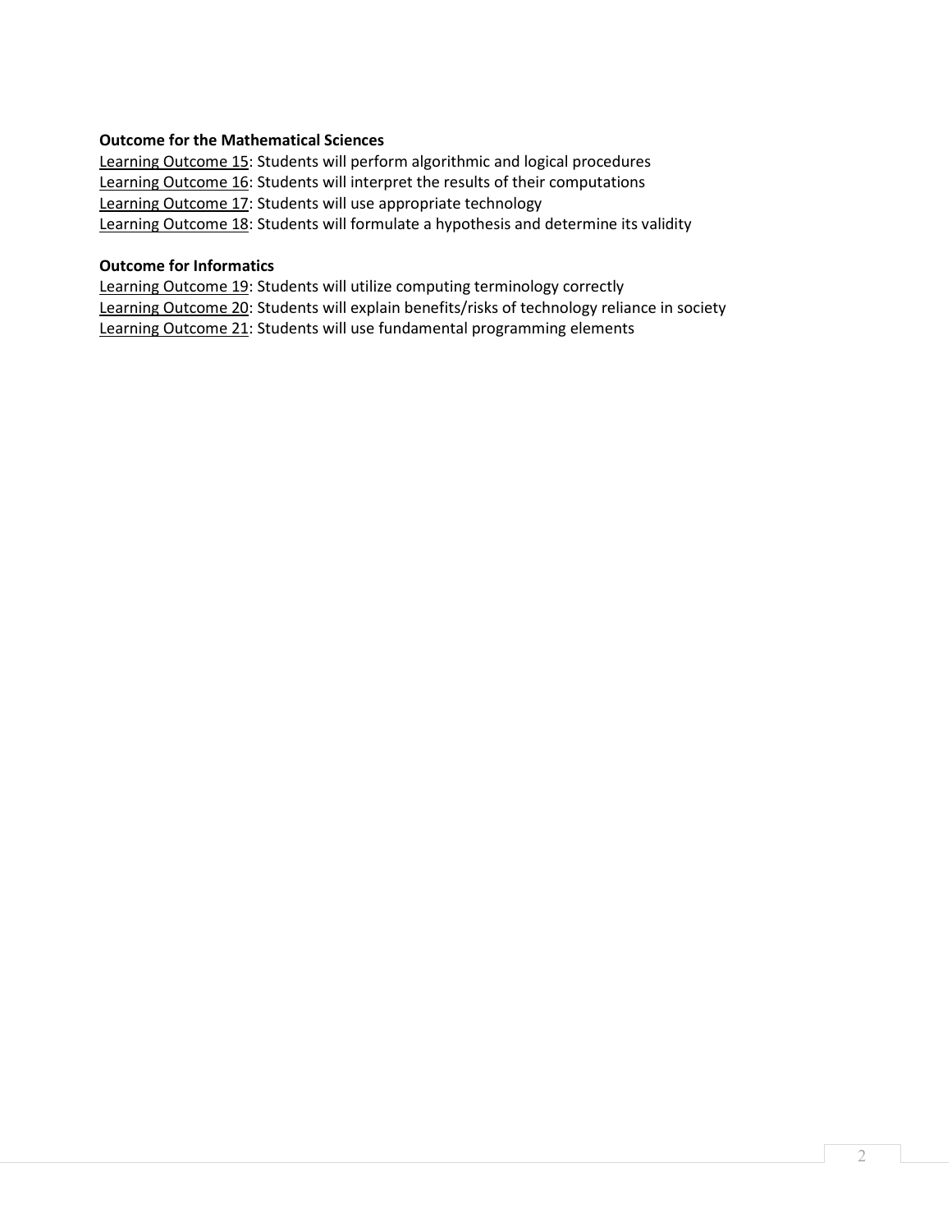**Outcome for the Mathematical Sciences**

Learning Outcome 15: Students will perform algorithmic and logical procedures
Learning Outcome 16: Students will interpret the results of their computations
Learning Outcome 17: Students will use appropriate technology
Learning Outcome 18: Students will formulate a hypothesis and determine its validity

**Outcome for Informatics**

Learning Outcome 19: Students will utilize computing terminology correctly
Learning Outcome 20: Students will explain benefits/risks of technology reliance in society
Learning Outcome 21: Students will use fundamental programming elements